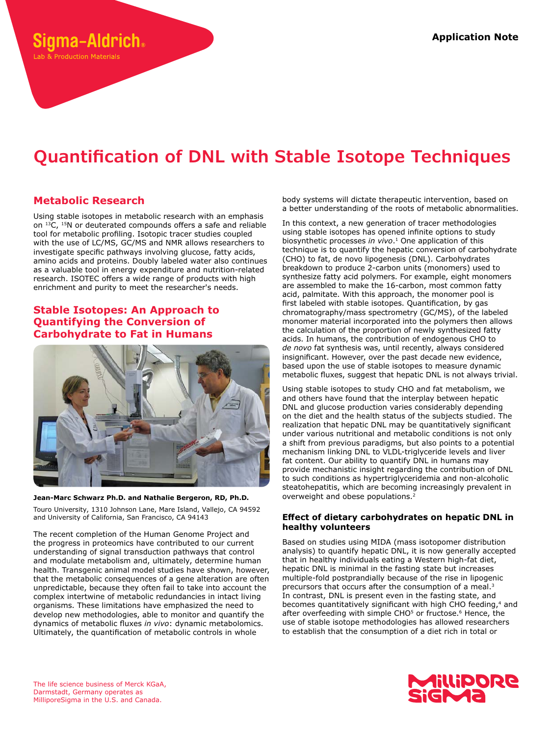Sigma-Aldrich®
Lab & Production Materials

**Application Note**

# Quantification of DNL with Stable Isotope Techniques

## Metabolic Research

Using stable isotopes in metabolic research with an emphasis on $^{13}C$, $^{15}N$ or deuterated compounds offers a safe and reliable tool for metabolic profiling. Isotopic tracer studies coupled with the use of LC/MS, GC/MS and NMR allows researchers to investigate specific pathways involving glucose, fatty acids, amino acids and proteins. Doubly labeled water also continues as a valuable tool in energy expenditure and nutrition-related research. ISOTEC offers a wide range of products with high enrichment and purity to meet the researcher's needs.

## Stable Isotopes: An Approach to Quantifying the Conversion of Carbohydrate to Fat in Humans

**Jean-Marc Schwarz Ph.D. and Nathalie Bergeron, RD, Ph.D.**

Touro University, 1310 Johnson Lane, Mare Island, Vallejo, CA 94592 and University of California, San Francisco, CA 94143

The recent completion of the Human Genome Project and the progress in proteomics have contributed to our current understanding of signal transduction pathways that control and modulate metabolism and, ultimately, determine human health. Transgenic animal model studies have shown, however, that the metabolic consequences of a gene alteration are often unpredictable, because they often fail to take into account the complex intertwine of metabolic redundancies in intact living organisms. These limitations have emphasized the need to develop new methodologies, able to monitor and quantify the dynamics of metabolic fluxes *in vivo*: dynamic metabolomics. Ultimately, the quantification of metabolic controls in whole body systems will dictate therapeutic intervention, based on a better understanding of the roots of metabolic abnormalities.

In this context, a new generation of tracer methodologies using stable isotopes has opened infinite options to study biosynthetic processes *in vivo*.[1] One application of this technique is to quantify the hepatic conversion of carbohydrate (CHO) to fat, de novo lipogenesis (DNL). Carbohydrates breakdown to produce 2-carbon units (monomers) used to synthesize fatty acid polymers. For example, eight monomers are assembled to make the 16-carbon, most common fatty acid, palmitate. With this approach, the monomer pool is first labeled with stable isotopes. Quantification, by gas chromatography/mass spectrometry (GC/MS), of the labeled monomer material incorporated into the polymers then allows the calculation of the proportion of newly synthesized fatty acids. In humans, the contribution of endogenous CHO to *de novo* fat synthesis was, until recently, always considered insignificant. However, over the past decade new evidence, based upon the use of stable isotopes to measure dynamic metabolic fluxes, suggest that hepatic DNL is not always trivial.

Using stable isotopes to study CHO and fat metabolism, we and others have found that the interplay between hepatic DNL and glucose production varies considerably depending on the diet and the health status of the subjects studied. The realization that hepatic DNL may be quantitatively significant under various nutritional and metabolic conditions is not only a shift from previous paradigms, but also points to a potential mechanism linking DNL to VLDL-triglyceride levels and liver fat content. Our ability to quantify DNL in humans may provide mechanistic insight regarding the contribution of DNL to such conditions as hypertriglyceridemia and non-alcoholic steatohepatitis, which are becoming increasingly prevalent in overweight and obese populations.[2]

### Effect of dietary carbohydrates on hepatic DNL in healthy volunteers

Based on studies using MIDA (mass isotopomer distribution analysis) to quantify hepatic DNL, it is now generally accepted that in healthy individuals eating a Western high-fat diet, hepatic DNL is minimal in the fasting state but increases multiple-fold postprandially because of the rise in lipogenic precursors that occurs after the consumption of a meal.[3] In contrast, DNL is present even in the fasting state, and becomes quantitatively significant with high CHO feeding,[4] and after overfeeding with simple CHO[5] or fructose.[6] Hence, the use of stable isotope methodologies has allowed researchers to establish that the consumption of a diet rich in total or

The life science business of Merck KGaA, Darmstadt, Germany operates as MilliporeSigma in the U.S. and Canada.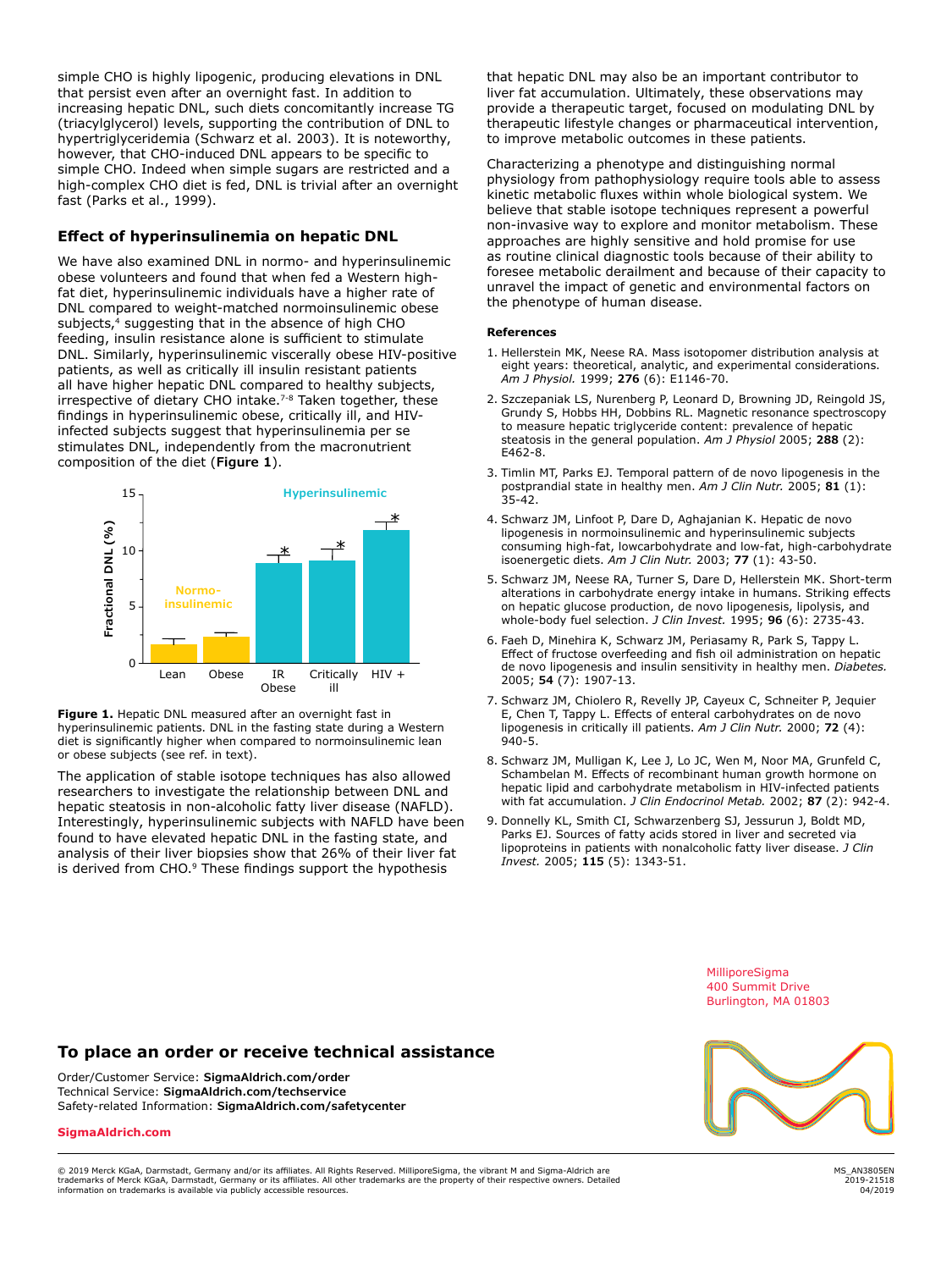simple CHO is highly lipogenic, producing elevations in DNL that persist even after an overnight fast. In addition to increasing hepatic DNL, such diets concomitantly increase TG (triacylglycerol) levels, supporting the contribution of DNL to hypertriglyceridemia (Schwarz et al. 2003). It is noteworthy, however, that CHO-induced DNL appears to be specific to simple CHO. Indeed when simple sugars are restricted and a high-complex CHO diet is fed, DNL is trivial after an overnight fast (Parks et al., 1999).

## Effect of hyperinsulinemia on hepatic DNL

We have also examined DNL in normo- and hyperinsulinemic obese volunteers and found that when fed a Western high-fat diet, hyperinsulinemic individuals have a higher rate of DNL compared to weight-matched normoinsulinemic obese subjects,[4] suggesting that in the absence of high CHO feeding, insulin resistance alone is sufficient to stimulate DNL. Similarly, hyperinsulinemic viscerally obese HIV-positive patients, as well as critically ill insulin resistant patients all have higher hepatic DNL compared to healthy subjects, irrespective of dietary CHO intake.[7-8] Taken together, these findings in hyperinsulinemic obese, critically ill, and HIV-infected subjects suggest that hyperinsulinemia per se stimulates DNL, independently from the macronutrient composition of the diet (**Figure 1**).

Hyperinsulinemic

Normo-insulinemic

Fractional DNL (%)

15

10

5

0

Lean

Obese

IR Obese

Critically ill

HIV +

*

*

*

**Figure 1.** Hepatic DNL measured after an overnight fast in hyperinsulinemic patients. DNL in the fasting state during a Western diet is significantly higher when compared to normoinsulinemic lean or obese subjects (see ref. in text).

The application of stable isotope techniques has also allowed researchers to investigate the relationship between DNL and hepatic steatosis in non-alcoholic fatty liver disease (NAFLD). Interestingly, hyperinsulinemic subjects with NAFLD have been found to have elevated hepatic DNL in the fasting state, and analysis of their liver biopsies show that 26% of their liver fat is derived from CHO.[9] These findings support the hypothesis that hepatic DNL may also be an important contributor to liver fat accumulation. Ultimately, these observations may provide a therapeutic target, focused on modulating DNL by therapeutic lifestyle changes or pharmaceutical intervention, to improve metabolic outcomes in these patients.

Characterizing a phenotype and distinguishing normal physiology from pathophysiology require tools able to assess kinetic metabolic fluxes within whole biological system. We believe that stable isotope techniques represent a powerful non-invasive way to explore and monitor metabolism. These approaches are highly sensitive and hold promise for use as routine clinical diagnostic tools because of their ability to foresee metabolic derailment and because of their capacity to unravel the impact of genetic and environmental factors on the phenotype of human disease.

#### References

1. Hellerstein MK, Neese RA. Mass isotopomer distribution analysis at eight years: theoretical, analytic, and experimental considerations. *Am J Physiol.* 1999; **276** (6): E1146-70.
2. Szczepaniak LS, Nurenberg P, Leonard D, Browning JD, Reingold JS, Grundy S, Hobbs HH, Dobbins RL. Magnetic resonance spectroscopy to measure hepatic triglyceride content: prevalence of hepatic steatosis in the general population. *Am J Physiol* 2005; **288** (2): E462-8.
3. Timlin MT, Parks EJ. Temporal pattern of de novo lipogenesis in the postprandial state in healthy men. *Am J Clin Nutr.* 2005; **81** (1): 35-42.
4. Schwarz JM, Linfoot P, Dare D, Aghajanian K. Hepatic de novo lipogenesis in normoinsulinemic and hyperinsulinemic subjects consuming high-fat, lowcarbohydrate and low-fat, high-carbohydrate isoenergetic diets. *Am J Clin Nutr.* 2003; **77** (1): 43-50.
5. Schwarz JM, Neese RA, Turner S, Dare D, Hellerstein MK. Short-term alterations in carbohydrate energy intake in humans. Striking effects on hepatic glucose production, de novo lipogenesis, lipolysis, and whole-body fuel selection. *J Clin Invest.* 1995; **96** (6): 2735-43.
6. Faeh D, Minehira K, Schwarz JM, Periasamy R, Park S, Tappy L. Effect of fructose overfeeding and fish oil administration on hepatic de novo lipogenesis and insulin sensitivity in healthy men. *Diabetes.* 2005; **54** (7): 1907-13.
7. Schwarz JM, Chiolero R, Revelly JP, Cayeux C, Schneiter P, Jequier E, Chen T, Tappy L. Effects of enteral carbohydrates on de novo lipogenesis in critically ill patients. *Am J Clin Nutr.* 2000; **72** (4): 940-5.
8. Schwarz JM, Mulligan K, Lee J, Lo JC, Wen M, Noor MA, Grunfeld C, Schambelan M. Effects of recombinant human growth hormone on hepatic lipid and carbohydrate metabolism in HIV-infected patients with fat accumulation. *J Clin Endocrinol Metab.* 2002; **87** (2): 942-4.
9. Donnelly KL, Smith CI, Schwarzenberg SJ, Jessurun J, Boldt MD, Parks EJ. Sources of fatty acids stored in liver and secreted via lipoproteins in patients with nonalcoholic fatty liver disease. *J Clin Invest.* 2005; **115** (5): 1343-51.

MilliporeSigma
400 Summit Drive
Burlington, MA 01803

### To place an order or receive technical assistance

Order/Customer Service: **SigmaAldrich.com/order**
Technical Service: **SigmaAldrich.com/techservice**
Safety-related Information: **SigmaAldrich.com/safetycenter**

**SigmaAldrich.com**

© 2019 Merck KGaA, Darmstadt, Germany and/or its affiliates. All Rights Reserved. MilliporeSigma, the vibrant M and Sigma-Aldrich are trademarks of Merck KGaA, Darmstadt, Germany or its affiliates. All other trademarks are the property of their respective owners. Detailed information on trademarks is available via publicly accessible resources.

MS_AN3805EN
2019-21518
04/2019